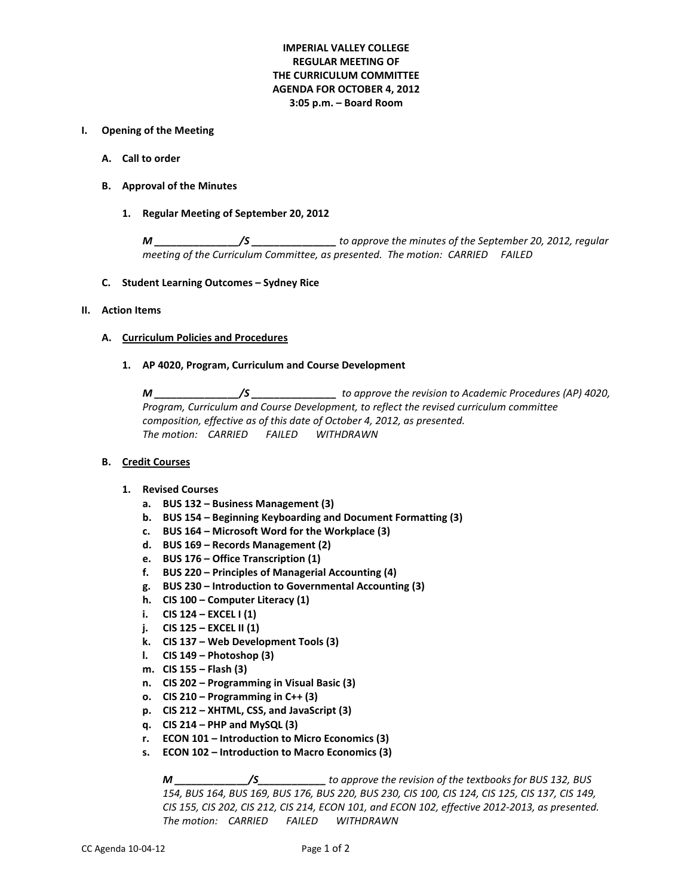**IMPERIAL VALLEY COLLEGE**
**REGULAR MEETING OF**
**THE CURRICULUM COMMITTEE**
**AGENDA FOR OCTOBER 4, 2012**
**3:05 p.m. – Board Room**

**I. Opening of the Meeting**

**A. Call to order**

**B. Approval of the Minutes**

**1. Regular Meeting of September 20, 2012**

*M _______________/S _______________ to approve the minutes of the September 20, 2012, regular meeting of the Curriculum Committee, as presented. The motion: CARRIED FAILED*

**C. Student Learning Outcomes – Sydney Rice**

**II. Action Items**

**A. Curriculum Policies and Procedures**

**1. AP 4020, Program, Curriculum and Course Development**

*M _______________/S _______________ to approve the revision to Academic Procedures (AP) 4020, Program, Curriculum and Course Development, to reflect the revised curriculum committee composition, effective as of this date of October 4, 2012, as presented.*
*The motion: CARRIED FAILED WITHDRAWN*

**B. Credit Courses**

**1. Revised Courses**

a. **BUS 132 – Business Management (3)**
b. **BUS 154 – Beginning Keyboarding and Document Formatting (3)**
c. **BUS 164 – Microsoft Word for the Workplace (3)**
d. **BUS 169 – Records Management (2)**
e. **BUS 176 – Office Transcription (1)**
f. **BUS 220 – Principles of Managerial Accounting (4)**
g. **BUS 230 – Introduction to Governmental Accounting (3)**
h. **CIS 100 – Computer Literacy (1)**
i. **CIS 124 – EXCEL I (1)**
j. **CIS 125 – EXCEL II (1)**
k. **CIS 137 – Web Development Tools (3)**
l. **CIS 149 – Photoshop (3)**
m. **CIS 155 – Flash (3)**
n. **CIS 202 – Programming in Visual Basic (3)**
o. **CIS 210 – Programming in C++ (3)**
p. **CIS 212 – XHTML, CSS, and JavaScript (3)**
q. **CIS 214 – PHP and MySQL (3)**
r. **ECON 101 – Introduction to Micro Economics (3)**
s. **ECON 102 – Introduction to Macro Economics (3)**

*M _____________/S____________ to approve the revision of the textbooks for BUS 132, BUS 154, BUS 164, BUS 169, BUS 176, BUS 220, BUS 230, CIS 100, CIS 124, CIS 125, CIS 137, CIS 149, CIS 155, CIS 202, CIS 212, CIS 214, ECON 101, and ECON 102, effective 2012-2013, as presented.*
*The motion: CARRIED FAILED WITHDRAWN*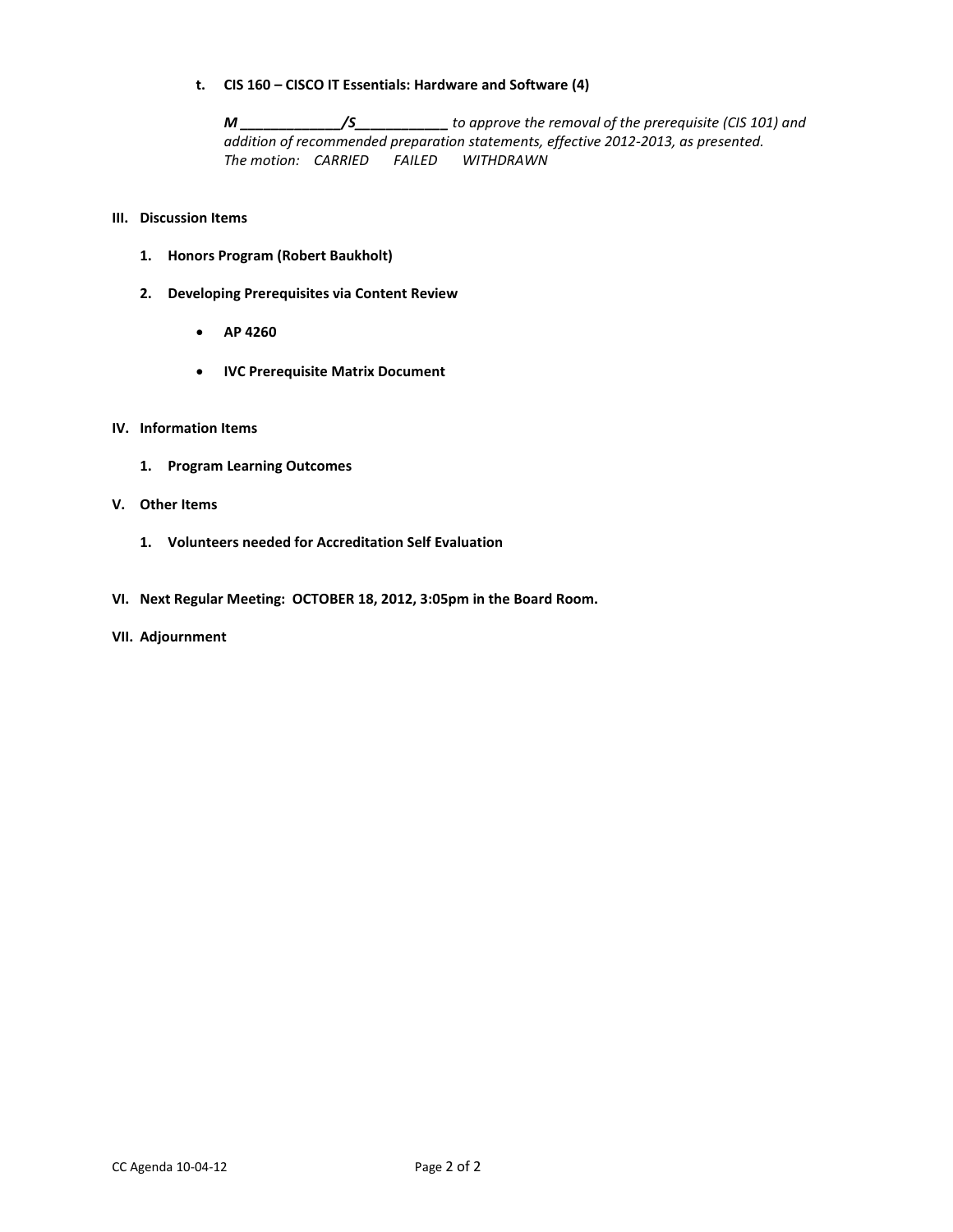**t. CIS 160 – CISCO IT Essentials: Hardware and Software (4)**

***M \_\_\_\_\_\_\_\_\_\_\_\_\_/S\_\_\_\_\_\_\_\_\_\_\_\_*** *to approve the removal of the prerequisite (CIS 101) and addition of recommended preparation statements, effective 2012-2013, as presented.*
*The motion: CARRIED FAILED WITHDRAWN*

**III. Discussion Items**

**1. Honors Program (Robert Baukholt)**

**2. Developing Prerequisites via Content Review**

- **AP 4260**
- **IVC Prerequisite Matrix Document**

**IV. Information Items**

**1. Program Learning Outcomes**

**V. Other Items**

**1. Volunteers needed for Accreditation Self Evaluation**

**VI. Next Regular Meeting: OCTOBER 18, 2012, 3:05pm in the Board Room.**

**VII. Adjournment**